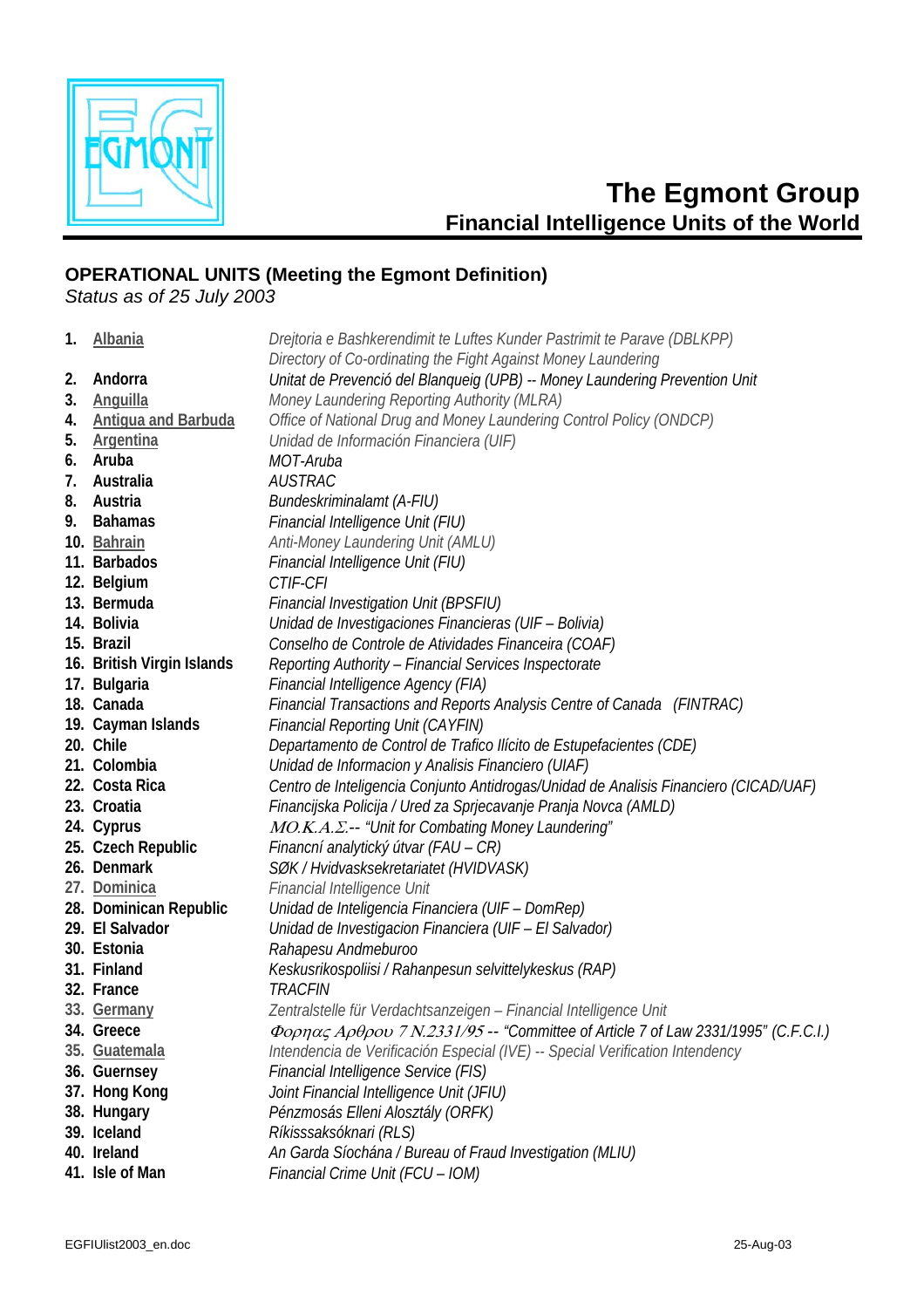# The Egmont Group

## Financial Intelligence Units of the World

### OPERATIONAL UNITS (Meeting the Egmont Definition)

*Status as of 25 July 2003*

| | | |
|---|---|---|
| 1. | Albania | *Drejtoria e Bashkerendimit te Luftes Kunder Pastrimit te Parave (DBLKPP)* *Directory of Co-ordinating the Fight Against Money Laundering* |
| 2. | **Andorra** | *Unitat de Prevenció del Blanqueig (UPB) -- Money Laundering Prevention Unit* |
| 3. | Anguilla | *Money Laundering Reporting Authority (MLRA)* |
| 4. | Antigua and Barbuda | *Office of National Drug and Money Laundering Control Policy (ONDCP)* |
| 5. | Argentina | *Unidad de Información Financiera (UIF)* |
| 6. | **Aruba** | *MOT-Aruba* |
| 7. | **Australia** | *AUSTRAC* |
| 8. | **Austria** | *Bundeskriminalamt (A-FIU)* |
| 9. | **Bahamas** | *Financial Intelligence Unit (FIU)* |
| 10. | Bahrain | *Anti-Money Laundering Unit (AMLU)* |
| 11. | **Barbados** | *Financial Intelligence Unit (FIU)* |
| 12. | **Belgium** | *CTIF-CFI* |
| 13. | **Bermuda** | *Financial Investigation Unit (BPSFIU)* |
| 14. | **Bolivia** | *Unidad de Investigaciones Financieras (UIF – Bolivia)* |
| 15. | **Brazil** | *Conselho de Controle de Atividades Financeira (COAF)* |
| 16. | **British Virgin Islands** | *Reporting Authority – Financial Services Inspectorate* |
| 17. | **Bulgaria** | *Financial Intelligence Agency (FIA)* |
| 18. | **Canada** | *Financial Transactions and Reports Analysis Centre of Canada (FINTRAC)* |
| 19. | **Cayman Islands** | *Financial Reporting Unit (CAYFIN)* |
| 20. | **Chile** | *Departamento de Control de Trafico Ilícito de Estupefacientes (CDE)* |
| 21. | **Colombia** | *Unidad de Informacion y Analisis Financiero (UIAF)* |
| 22. | **Costa Rica** | *Centro de Inteligencia Conjunto Antidrogas/Unidad de Analisis Financiero (CICAD/UAF)* |
| 23. | **Croatia** | *Financijska Policija / Ured za Sprjecavanje Pranja Novca (AMLD)* |
| 24. | **Cyprus** | *ΜΟ.Κ.Α.Σ.-- "Unit for Combating Money Laundering"* |
| 25. | **Czech Republic** | *Financní analytický útvar (FAU – CR)* |
| 26. | **Denmark** | *SØK / Hvidvasksekretariatet (HVIDVASK)* |
| 27. | Dominica | *Financial Intelligence Unit* |
| 28. | **Dominican Republic** | *Unidad de Inteligencia Financiera (UIF – DomRep)* |
| 29. | **El Salvador** | *Unidad de Investigacion Financiera (UIF – El Salvador)* |
| 30. | **Estonia** | *Rahapesu Andmeburoo* |
| 31. | **Finland** | *Keskusrikospoliisi / Rahanpesun selvittelykeskus (RAP)* |
| 32. | **France** | *TRACFIN* |
| 33. | Germany | *Zentralstelle für Verdachtsanzeigen – Financial Intelligence Unit* |
| 34. | **Greece** | *Φορηας Αρθρου 7 N.2331/95 -- "Committee of Article 7 of Law 2331/1995" (C.F.C.I.)* |
| 35. | Guatemala | *Intendencia de Verificación Especial (IVE) -- Special Verification Intendency* |
| 36. | **Guernsey** | *Financial Intelligence Service (FIS)* |
| 37. | **Hong Kong** | *Joint Financial Intelligence Unit (JFIU)* |
| 38. | **Hungary** | *Pénzmosás Elleni Alosztály (ORFK)* |
| 39. | **Iceland** | *Ríkisssaksóknari (RLS)* |
| 40. | **Ireland** | *An Garda Síochána / Bureau of Fraud Investigation (MLIU)* |
| 41. | **Isle of Man** | *Financial Crime Unit (FCU – IOM)* |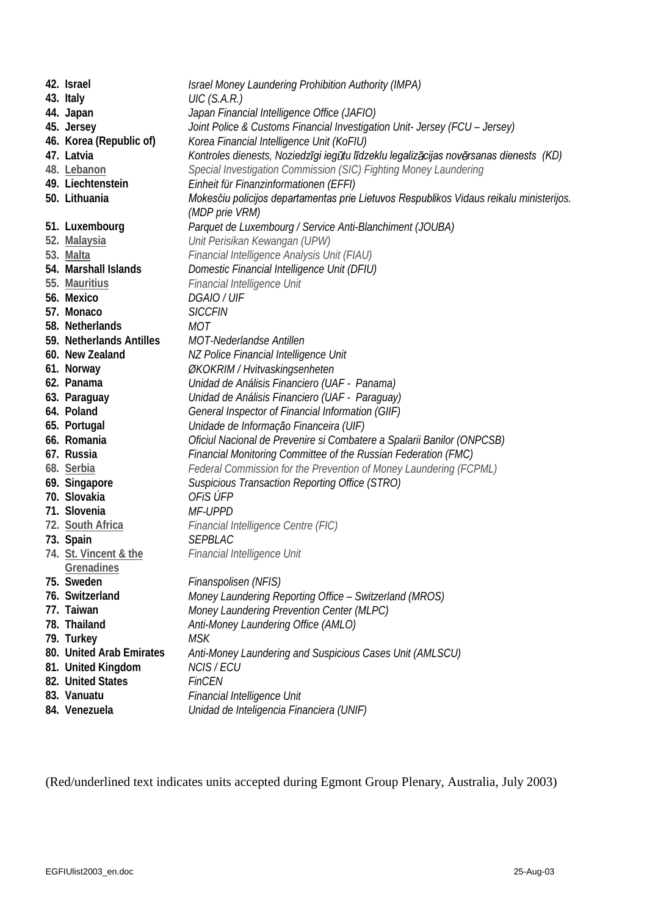| | | |
|---|---|---|
| 42. | **Israel** | *Israel Money Laundering Prohibition Authority (IMPA)* |
| 43. | **Italy** | *UIC (S.A.R.)* |
| 44. | **Japan** | *Japan Financial Intelligence Office (JAFIO)* |
| 45. | **Jersey** | *Joint Police & Customs Financial Investigation Unit- Jersey (FCU – Jersey)* |
| 46. | **Korea (Republic of)** | *Korea Financial Intelligence Unit (KoFIU)* |
| 47. | **Latvia** | *Kontroles dienests, Noziedzīgi iegūtu līdzeklu legalizācijas novērsanas dienests (KD)* |
| 48. | **Lebanon** | *Special Investigation Commission (SIC) Fighting Money Laundering* |
| 49. | **Liechtenstein** | *Einheit für Finanzinformationen (EFFI)* |
| 50. | **Lithuania** | *Mokesčiu policijos departamentas prie Lietuvos Respublikos Vidaus reikalu ministerijos. (MDP prie VRM)* |
| 51. | **Luxembourg** | *Parquet de Luxembourg / Service Anti-Blanchiment (JOUBA)* |
| 52. | **Malaysia** | *Unit Perisikan Kewangan (UPW)* |
| 53. | **Malta** | *Financial Intelligence Analysis Unit (FIAU)* |
| 54. | **Marshall Islands** | *Domestic Financial Intelligence Unit (DFIU)* |
| 55. | **Mauritius** | *Financial Intelligence Unit* |
| 56. | **Mexico** | *DGAIO / UIF* |
| 57. | **Monaco** | *SICCFIN* |
| 58. | **Netherlands** | *MOT* |
| 59. | **Netherlands Antilles** | *MOT-Nederlandse Antillen* |
| 60. | **New Zealand** | *NZ Police Financial Intelligence Unit* |
| 61. | **Norway** | *ØKOKRIM / Hvitvaskingsenheten* |
| 62. | **Panama** | *Unidad de Análisis Financiero (UAF - Panama)* |
| 63. | **Paraguay** | *Unidad de Análisis Financiero (UAF - Paraguay)* |
| 64. | **Poland** | *General Inspector of Financial Information (GIIF)* |
| 65. | **Portugal** | *Unidade de Informação Financeira (UIF)* |
| 66. | **Romania** | *Oficiul Nacional de Prevenire si Combatere a Spalarii Banilor (ONPCSB)* |
| 67. | **Russia** | *Financial Monitoring Committee of the Russian Federation (FMC)* |
| 68. | **Serbia** | *Federal Commission for the Prevention of Money Laundering (FCPML)* |
| 69. | **Singapore** | *Suspicious Transaction Reporting Office (STRO)* |
| 70. | **Slovakia** | *OFiS ÚFP* |
| 71. | **Slovenia** | *MF-UPPD* |
| 72. | **South Africa** | *Financial Intelligence Centre (FIC)* |
| 73. | **Spain** | *SEPBLAC* |
| 74. | **St. Vincent & the Grenadines** | *Financial Intelligence Unit* |
| 75. | **Sweden** | *Finanspolisen (NFIS)* |
| 76. | **Switzerland** | *Money Laundering Reporting Office – Switzerland (MROS)* |
| 77. | **Taiwan** | *Money Laundering Prevention Center (MLPC)* |
| 78. | **Thailand** | *Anti-Money Laundering Office (AMLO)* |
| 79. | **Turkey** | *MSK* |
| 80. | **United Arab Emirates** | *Anti-Money Laundering and Suspicious Cases Unit (AMLSCU)* |
| 81. | **United Kingdom** | *NCIS / ECU* |
| 82. | **United States** | *FinCEN* |
| 83. | **Vanuatu** | *Financial Intelligence Unit* |
| 84. | **Venezuela** | *Unidad de Inteligencia Financiera (UNIF)* |

(Red/underlined text indicates units accepted during Egmont Group Plenary, Australia, July 2003)